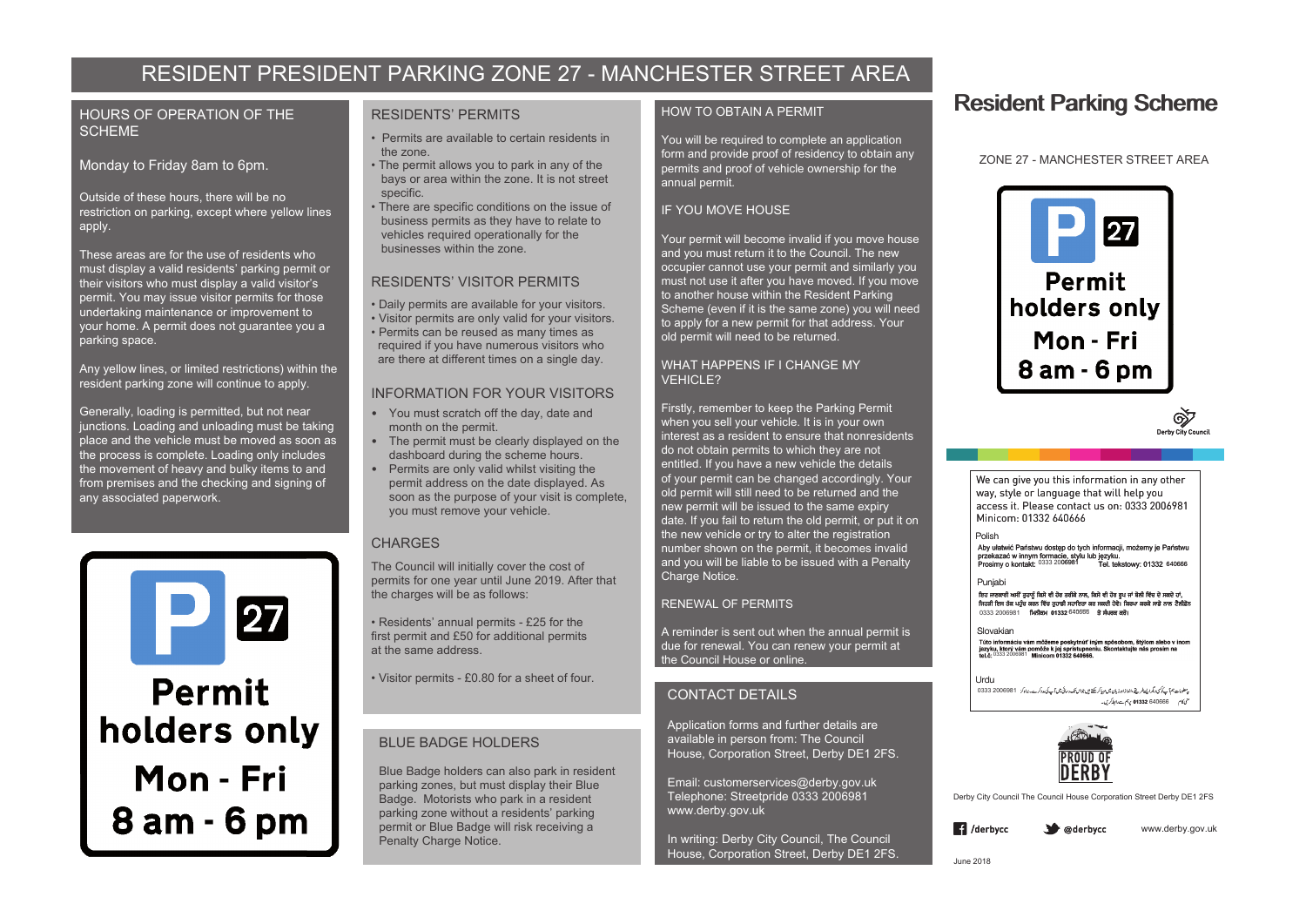# RESIDENT PRESIDENT PARKING ZONE 27 - MANCHESTER STREET AREA

## HOURS OF OPERATION OF THE SCHEME

Monday to Friday 8am to 6pm.

Outside of these hours, there will be no restriction on parking, except where yellow lines apply.

These areas are for the use of residents who must display a valid residents' parking permit or their visitors who must display a valid visitor's permit. You may issue visitor permits for those undertaking maintenance or improvement to your home. A permit does not guarantee you a parking space.

Any yellow lines, or limited restrictions) within the resident parking zone will continue to apply.

Generally, loading is permitted, but not near junctions. Loading and unloading must be taking place and the vehicle must be moved as soon as the process is complete. Loading only includes the movement of heavy and bulky items to and from premises and the checking and signing of any associated paperwork.

P 27
Permit holders only
Mon - Fri
8 am - 6 pm

## RESIDENTS' PERMITS

- Permits are available to certain residents in the zone.
- The permit allows you to park in any of the bays or area within the zone. It is not street specific.
- There are specific conditions on the issue of business permits as they have to relate to vehicles required operationally for the businesses within the zone.

## RESIDENTS' VISITOR PERMITS

- Daily permits are available for your visitors.
- Visitor permits are only valid for your visitors.
- Permits can be reused as many times as required if you have numerous visitors who are there at different times on a single day.

## INFORMATION FOR YOUR VISITORS

- You must scratch off the day, date and month on the permit.
- The permit must be clearly displayed on the dashboard during the scheme hours.
- Permits are only valid whilst visiting the permit address on the date displayed. As soon as the purpose of your visit is complete, you must remove your vehicle.

## CHARGES

The Council will initially cover the cost of permits for one year until June 2019. After that the charges will be as follows:

- Residents' annual permits - £25 for the first permit and £50 for additional permits at the same address.

- Visitor permits - £0.80 for a sheet of four.

## BLUE BADGE HOLDERS

Blue Badge holders can also park in resident parking zones, but must display their Blue Badge. Motorists who park in a resident parking zone without a residents' parking permit or Blue Badge will risk receiving a Penalty Charge Notice.

## HOW TO OBTAIN A PERMIT

You will be required to complete an application form and provide proof of residency to obtain any permits and proof of vehicle ownership for the annual permit.

## IF YOU MOVE HOUSE

Your permit will become invalid if you move house and you must return it to the Council. The new occupier cannot use your permit and similarly you must not use it after you have moved. If you move to another house within the Resident Parking Scheme (even if it is the same zone) you will need to apply for a new permit for that address. Your old permit will need to be returned.

## WHAT HAPPENS IF I CHANGE MY VEHICLE?

Firstly, remember to keep the Parking Permit when you sell your vehicle. It is in your own interest as a resident to ensure that nonresidents do not obtain permits to which they are not entitled. If you have a new vehicle the details of your permit can be changed accordingly. Your old permit will still need to be returned and the new permit will be issued to the same expiry date. If you fail to return the old permit, or put it on the new vehicle or try to alter the registration number shown on the permit, it becomes invalid and you will be liable to be issued with a Penalty Charge Notice.

## RENEWAL OF PERMITS

A reminder is sent out when the annual permit is due for renewal. You can renew your permit at the Council House or online.

## CONTACT DETAILS

Application forms and further details are available in person from: The Council House, Corporation Street, Derby DE1 2FS.

Email: customerservices@derby.gov.uk
Telephone: Streetpride 0333 2006981
www.derby.gov.uk

In writing: Derby City Council, The Council House, Corporation Street, Derby DE1 2FS.

# Resident Parking Scheme

ZONE 27 - MANCHESTER STREET AREA

P 27
Permit holders only
Mon - Fri
8 am - 6 pm

Derby City Council

We can give you this information in any other way, style or language that will help you access it. Please contact us on: 0333 2006981 Minicom: 01332 640666

Polish
Aby ułatwić Państwu dostęp do tych informacji, możemy je Państwu przekazać w innym formacie, stylu lub języku.
Prosimy o kontakt: 0333 2006981 Tel. tekstowy: 01332 640666

Punjabi
ਇਹ ਜਾਣਕਾਰੀ ਅਸੀਂ ਤੁਹਾਨੂੰ ਕਿਸੇ ਵੀ ਹੋਰ ਤਰੀਕੇ ਨਾਲ, ਕਿਸੇ ਵੀ ਹੋਰ ਰੂਪ ਜਾਂ ਬੋਲੀ ਵਿੱਚ ਦੇ ਸਕਦੇ ਹਾਂ, ਜਿਹੜੀ ਇਸ ਤੱਕ ਪਹੁੰਚ ਕਰਨ ਵਿੱਚ ਤੁਹਾਡੀ ਸਹਾਇਤਾ ਕਰ ਸਕਦੀ ਹੋਵੇ। ਕਿਰਪਾ ਕਰਕੇ ਸਾਡੇ ਨਾਲ ਟੈਲੀਫ਼ੋਨ 0333 2006981 ਮਿਨੀਕਮ 01332 640666 ਤੇ ਸੰਪਰਕ ਕਰੋ।

Slovakian
Túto informáciu vám môžeme poskytnúť iným spôsobom, štýlom alebo v inom jazyku, ktorý vám pomôže k jej sprístupneniu. Skontaktujte nás prosím na tel.č.: 0333 2006981 Minicom 01332 640666.

Urdu
یہ معلومات ہم آپ کو کسی دیگر طریقے، کسی دیگر طرز اور کسی دیگر زبان میں مہیا کر سکتے ہیں جو اس تک رسائی میں آپ کی مدد کرے۔ براہ کرم 0333 2006981 منی کام 01332 640666 پر ہم سے رابطہ کریں۔

PROUD OF DERBY

Derby City Council The Council House Corporation Street Derby DE1 2FS

/derbycc @derbycc www.derby.gov.uk

June 2018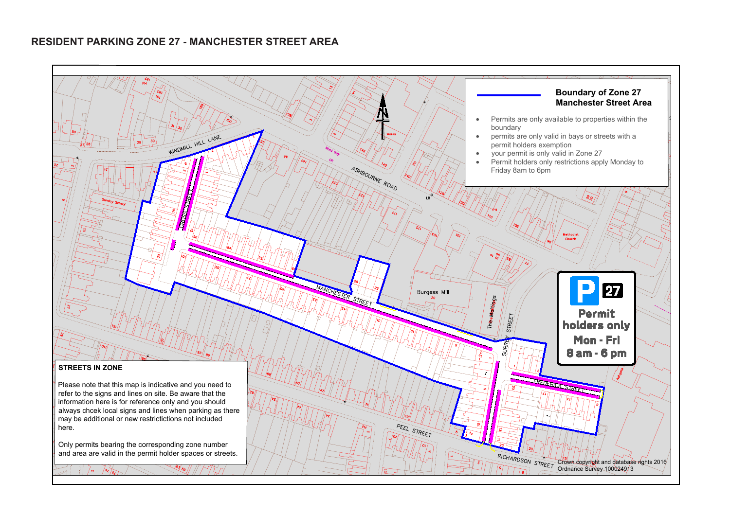# RESIDENT PARKING ZONE 27 - MANCHESTER STREET AREA

**Boundary of Zone 27 Manchester Street Area**

- Permits are only available to properties within the boundary
- permits are only valid in bays or streets with a permit holders exemption
- your permit is only valid in Zone 27
- Permit holders only restrictions apply Monday to Friday 8am to 6pm

P 27
Permit holders only
Mon - Fri
8 am - 6 pm

WINDMILL HILL LANE
ASHBOURNE ROAD
CROSS STREET
MANCHESTER STREET
Burgess Mill
The Maltings
SURREY STREET
FREDERICK STREET
PEEL STREET
RICHARDSON STREET
Sunday School
Methodist Church

**STREETS IN ZONE**

Please note that this map is indicative and you need to refer to the signs and lines on site. Be aware that the information here is for reference only and you should always chcek local signs and lines when parking as there may be additional or new restrictictions not included here.

Only permits bearing the corresponding zone number and area are valid in the permit holder spaces or streets.

Crown copyright and database rights 2016 Ordnance Survey 100024913